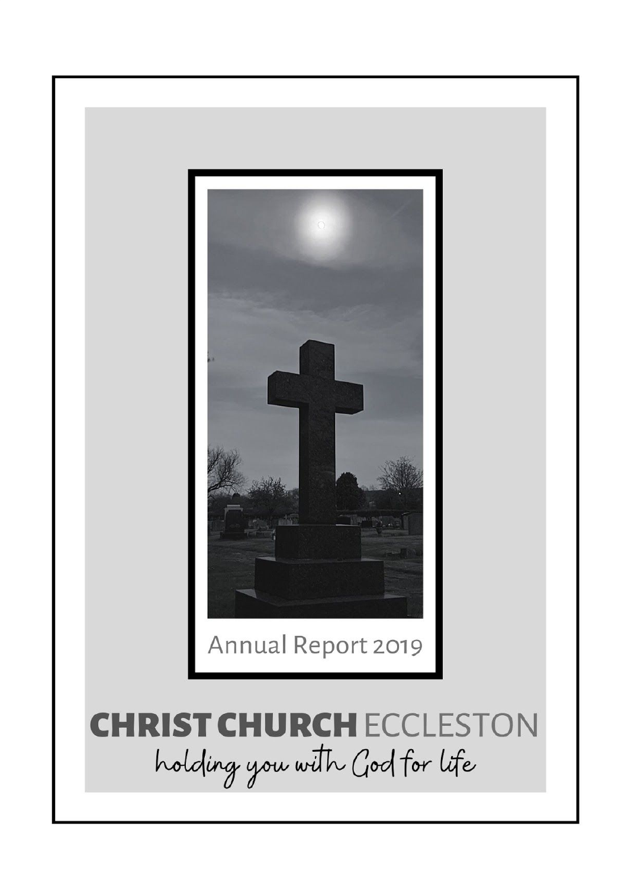Annual Report 2019

# CHRIST CHURCH ECCLESTON

*holding you with God for life*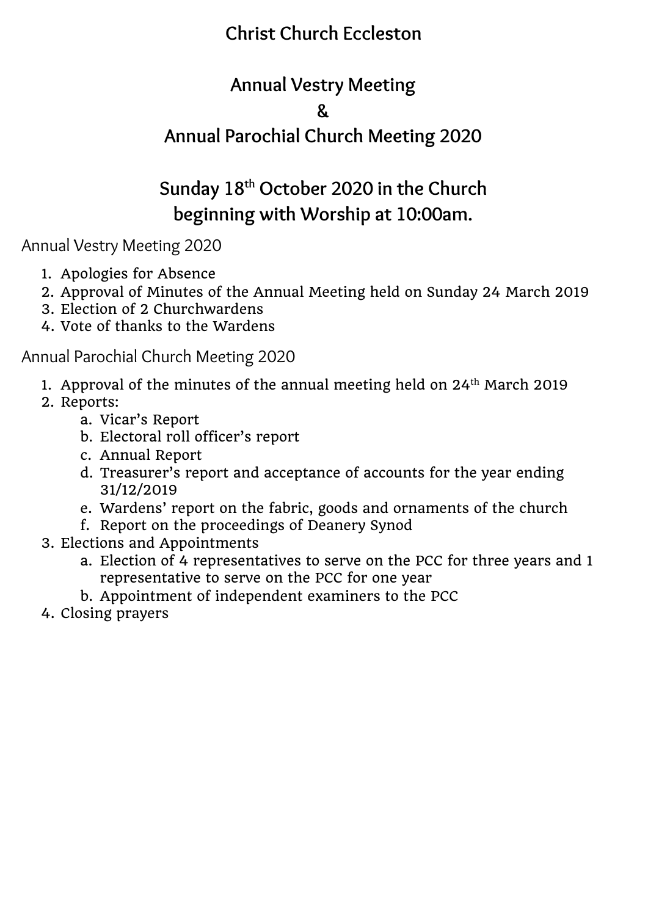# Christ Church Eccleston

# Annual Vestry Meeting

# &

# Annual Parochial Church Meeting 2020

## Sunday 18th October 2020 in the Church beginning with Worship at 10:00am.

### Annual Vestry Meeting 2020

1. Apologies for Absence
2. Approval of Minutes of the Annual Meeting held on Sunday 24 March 2019
3. Election of 2 Churchwardens
4. Vote of thanks to the Wardens

### Annual Parochial Church Meeting 2020

1. Approval of the minutes of the annual meeting held on 24th March 2019
2. Reports:
    a. Vicar's Report
    b. Electoral roll officer's report
    c. Annual Report
    d. Treasurer's report and acceptance of accounts for the year ending 31/12/2019
    e. Wardens' report on the fabric, goods and ornaments of the church
    f. Report on the proceedings of Deanery Synod
3. Elections and Appointments
    a. Election of 4 representatives to serve on the PCC for three years and 1 representative to serve on the PCC for one year
    b. Appointment of independent examiners to the PCC
4. Closing prayers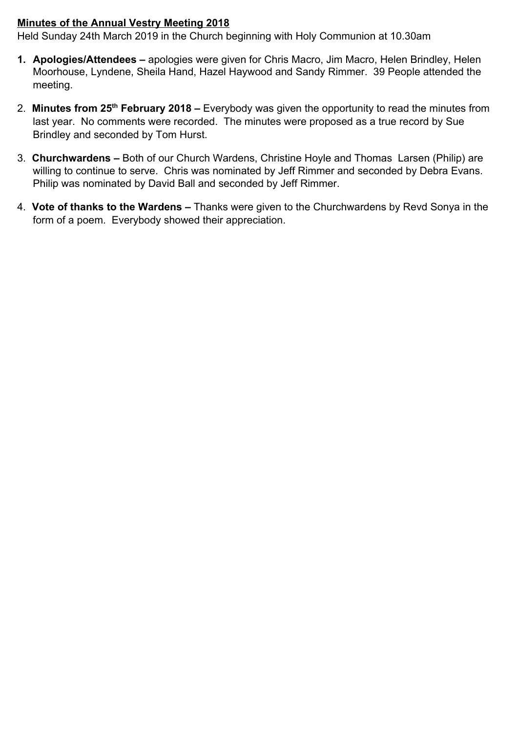**<u>Minutes of the Annual Vestry Meeting 2018</u>**

Held Sunday 24th March 2019 in the Church beginning with Holy Communion at 10.30am

1. **Apologies/Attendees –** apologies were given for Chris Macro, Jim Macro, Helen Brindley, Helen Moorhouse, Lyndene, Sheila Hand, Hazel Haywood and Sandy Rimmer. 39 People attended the meeting.

2. **Minutes from 25th February 2018 –** Everybody was given the opportunity to read the minutes from last year. No comments were recorded. The minutes were proposed as a true record by Sue Brindley and seconded by Tom Hurst.

3. **Churchwardens –** Both of our Church Wardens, Christine Hoyle and Thomas Larsen (Philip) are willing to continue to serve. Chris was nominated by Jeff Rimmer and seconded by Debra Evans. Philip was nominated by David Ball and seconded by Jeff Rimmer.

4. **Vote of thanks to the Wardens –** Thanks were given to the Churchwardens by Revd Sonya in the form of a poem. Everybody showed their appreciation.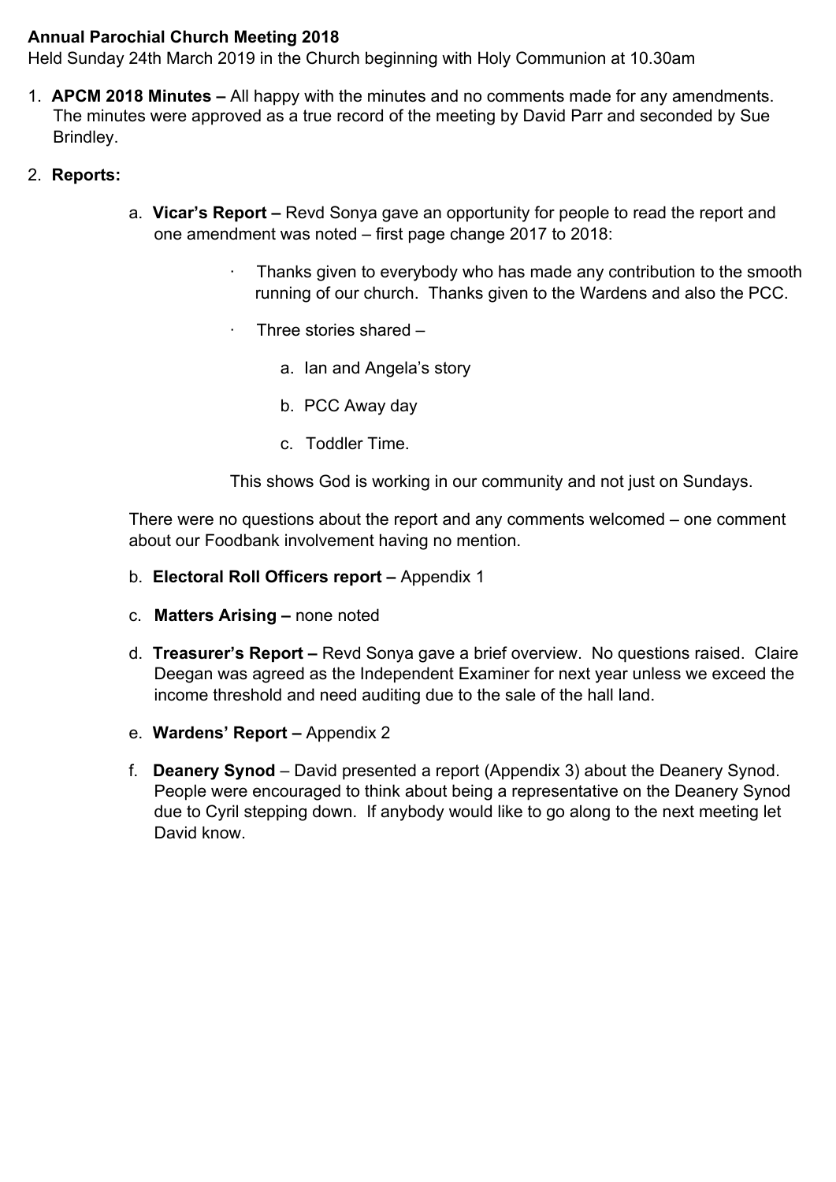**Annual Parochial Church Meeting 2018**

Held Sunday 24th March 2019 in the Church beginning with Holy Communion at 10.30am

1. **APCM 2018 Minutes –** All happy with the minutes and no comments made for any amendments. The minutes were approved as a true record of the meeting by David Parr and seconded by Sue Brindley.

2. **Reports:**

   a. **Vicar's Report –** Revd Sonya gave an opportunity for people to read the report and one amendment was noted – first page change 2017 to 2018:

      - Thanks given to everybody who has made any contribution to the smooth running of our church. Thanks given to the Wardens and also the PCC.
      - Three stories shared –
        a. Ian and Angela's story
        b. PCC Away day
        c. Toddler Time.

      This shows God is working in our community and not just on Sundays.

   There were no questions about the report and any comments welcomed – one comment about our Foodbank involvement having no mention.

   b. **Electoral Roll Officers report –** Appendix 1

   c. **Matters Arising –** none noted

   d. **Treasurer's Report –** Revd Sonya gave a brief overview. No questions raised. Claire Deegan was agreed as the Independent Examiner for next year unless we exceed the income threshold and need auditing due to the sale of the hall land.

   e. **Wardens' Report –** Appendix 2

   f. **Deanery Synod** – David presented a report (Appendix 3) about the Deanery Synod. People were encouraged to think about being a representative on the Deanery Synod due to Cyril stepping down. If anybody would like to go along to the next meeting let David know.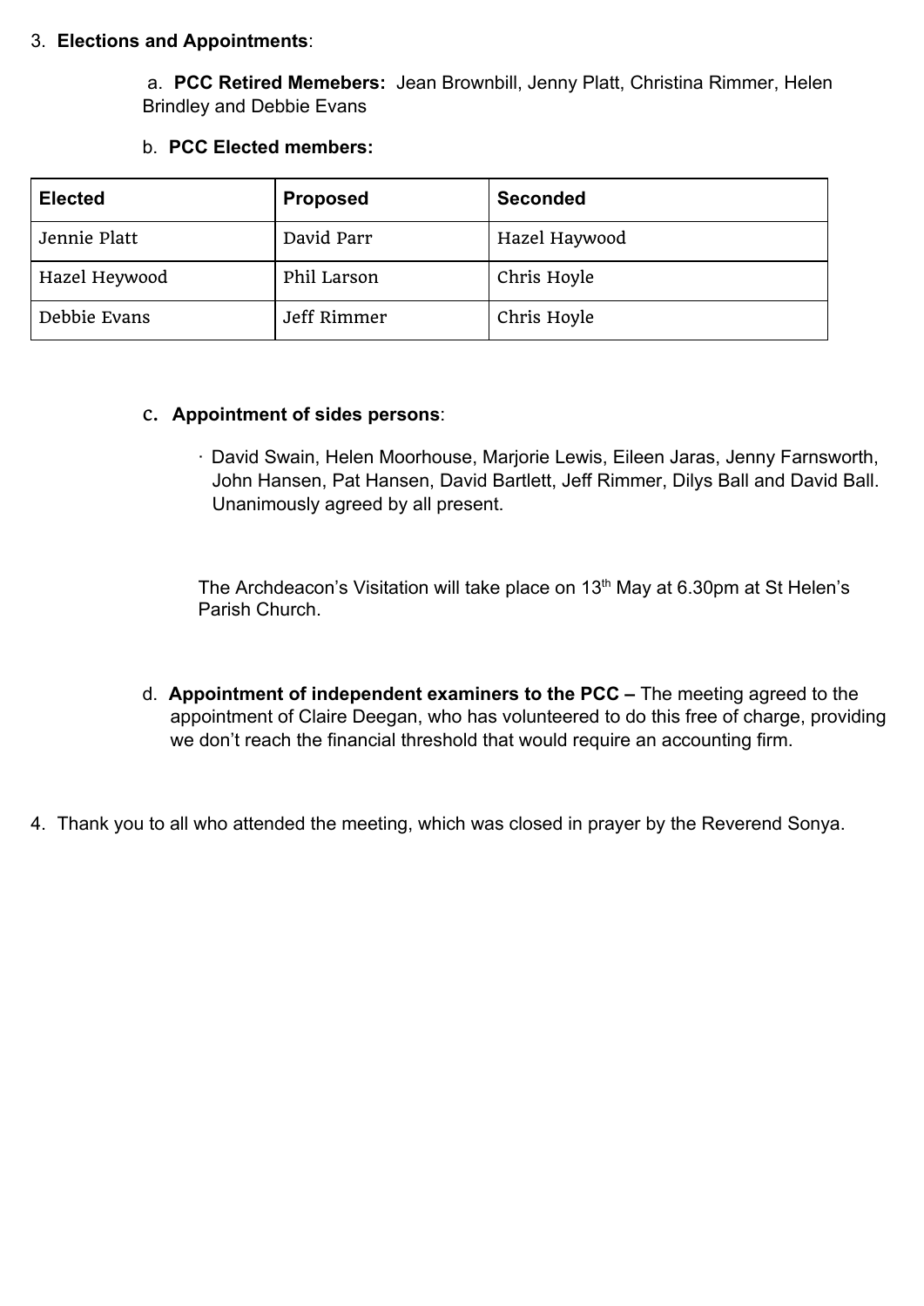3. **Elections and Appointments**:

   a. **PCC Retired Memebers:** Jean Brownbill, Jenny Platt, Christina Rimmer, Helen Brindley and Debbie Evans

   b. **PCC Elected members:**

| **Elected** | **Proposed** | **Seconded** |
|---|---|---|
| Jennie Platt | David Parr | Hazel Haywood |
| Hazel Heywood | Phil Larson | Chris Hoyle |
| Debbie Evans | Jeff Rimmer | Chris Hoyle |

   c. **Appointment of sides persons**:

   - David Swain, Helen Moorhouse, Marjorie Lewis, Eileen Jaras, Jenny Farnsworth, John Hansen, Pat Hansen, David Bartlett, Jeff Rimmer, Dilys Ball and David Ball. Unanimously agreed by all present.

   The Archdeacon's Visitation will take place on 13th May at 6.30pm at St Helen's Parish Church.

   d. **Appointment of independent examiners to the PCC –** The meeting agreed to the appointment of Claire Deegan, who has volunteered to do this free of charge, providing we don't reach the financial threshold that would require an accounting firm.

4. Thank you to all who attended the meeting, which was closed in prayer by the Reverend Sonya.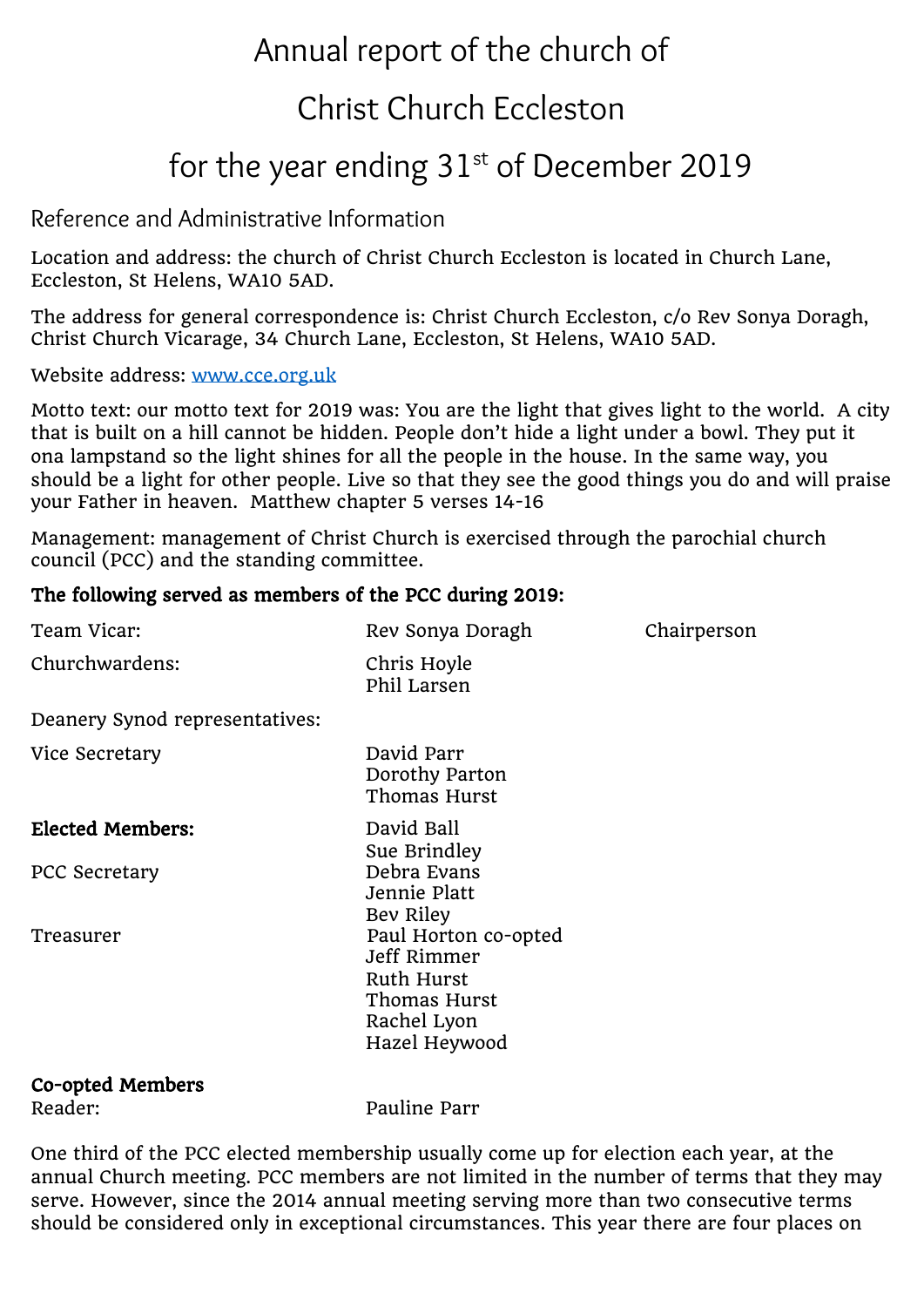# Annual report of the church of

# Christ Church Eccleston

# for the year ending 31st of December 2019

## Reference and Administrative Information

Location and address: the church of Christ Church Eccleston is located in Church Lane, Eccleston, St Helens, WA10 5AD.

The address for general correspondence is: Christ Church Eccleston, c/o Rev Sonya Doragh, Christ Church Vicarage, 34 Church Lane, Eccleston, St Helens, WA10 5AD.

Website address: www.cce.org.uk

Motto text: our motto text for 2019 was: You are the light that gives light to the world. A city that is built on a hill cannot be hidden. People don't hide a light under a bowl. They put it ona lampstand so the light shines for all the people in the house. In the same way, you should be a light for other people. Live so that they see the good things you do and will praise your Father in heaven. Matthew chapter 5 verses 14-16

Management: management of Christ Church is exercised through the parochial church council (PCC) and the standing committee.

**The following served as members of the PCC during 2019:**

| | | |
|---|---|---|
| Team Vicar: | Rev Sonya Doragh | Chairperson |
| Churchwardens: | Chris Hoyle<br>Phil Larsen | |
| Deanery Synod representatives: | | |
| Vice Secretary | David Parr<br>Dorothy Parton<br>Thomas Hurst | |
| **Elected Members:** | David Ball<br>Sue Brindley | |
| PCC Secretary | Debra Evans<br>Jennie Platt<br>Bev Riley | |
| Treasurer | Paul Horton co-opted<br>Jeff Rimmer<br>Ruth Hurst<br>Thomas Hurst<br>Rachel Lyon<br>Hazel Heywood | |
| **Co-opted Members** | | |
| Reader: | Pauline Parr | |

One third of the PCC elected membership usually come up for election each year, at the annual Church meeting. PCC members are not limited in the number of terms that they may serve. However, since the 2014 annual meeting serving more than two consecutive terms should be considered only in exceptional circumstances. This year there are four places on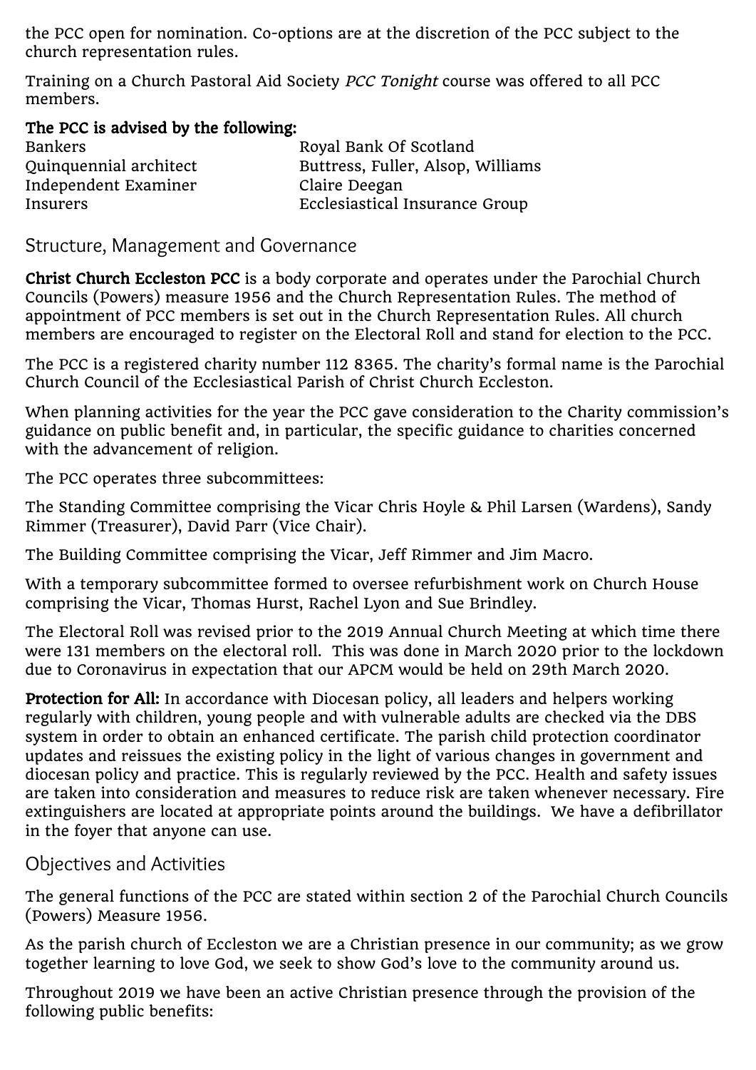the PCC open for nomination. Co-options are at the discretion of the PCC subject to the church representation rules.

Training on a Church Pastoral Aid Society *PCC Tonight* course was offered to all PCC members.

**The PCC is advised by the following:**

| | |
|---|---|
| Bankers | Royal Bank Of Scotland |
| Quinquennial architect | Buttress, Fuller, Alsop, Williams |
| Independent Examiner | Claire Deegan |
| Insurers | Ecclesiastical Insurance Group |

## Structure, Management and Governance

**Christ Church Eccleston PCC** is a body corporate and operates under the Parochial Church Councils (Powers) measure 1956 and the Church Representation Rules. The method of appointment of PCC members is set out in the Church Representation Rules. All church members are encouraged to register on the Electoral Roll and stand for election to the PCC.

The PCC is a registered charity number 112 8365. The charity's formal name is the Parochial Church Council of the Ecclesiastical Parish of Christ Church Eccleston.

When planning activities for the year the PCC gave consideration to the Charity commission's guidance on public benefit and, in particular, the specific guidance to charities concerned with the advancement of religion.

The PCC operates three subcommittees:

The Standing Committee comprising the Vicar Chris Hoyle & Phil Larsen (Wardens), Sandy Rimmer (Treasurer), David Parr (Vice Chair).

The Building Committee comprising the Vicar, Jeff Rimmer and Jim Macro.

With a temporary subcommittee formed to oversee refurbishment work on Church House comprising the Vicar, Thomas Hurst, Rachel Lyon and Sue Brindley.

The Electoral Roll was revised prior to the 2019 Annual Church Meeting at which time there were 131 members on the electoral roll. This was done in March 2020 prior to the lockdown due to Coronavirus in expectation that our APCM would be held on 29th March 2020.

**Protection for All:** In accordance with Diocesan policy, all leaders and helpers working regularly with children, young people and with vulnerable adults are checked via the DBS system in order to obtain an enhanced certificate. The parish child protection coordinator updates and reissues the existing policy in the light of various changes in government and diocesan policy and practice. This is regularly reviewed by the PCC. Health and safety issues are taken into consideration and measures to reduce risk are taken whenever necessary. Fire extinguishers are located at appropriate points around the buildings. We have a defibrillator in the foyer that anyone can use.

## Objectives and Activities

The general functions of the PCC are stated within section 2 of the Parochial Church Councils (Powers) Measure 1956.

As the parish church of Eccleston we are a Christian presence in our community; as we grow together learning to love God, we seek to show God's love to the community around us.

Throughout 2019 we have been an active Christian presence through the provision of the following public benefits: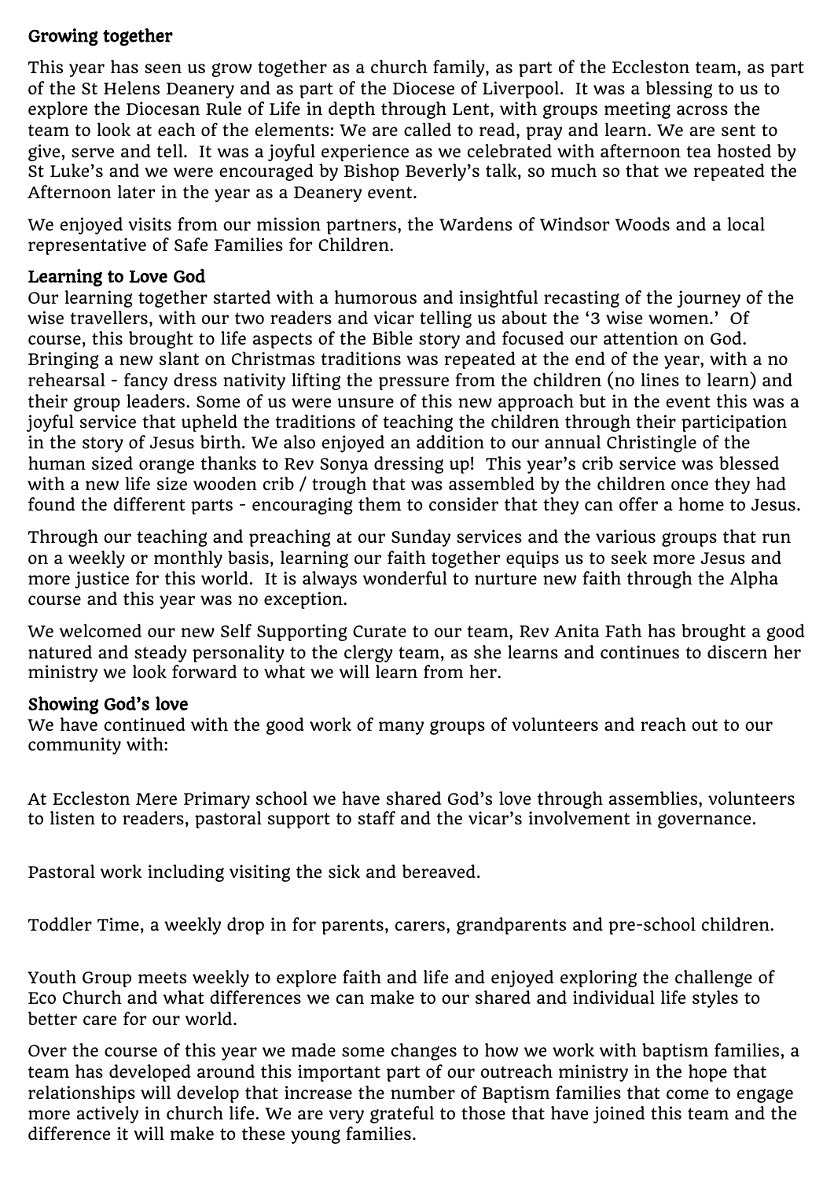**Growing together**

This year has seen us grow together as a church family, as part of the Eccleston team, as part of the St Helens Deanery and as part of the Diocese of Liverpool. It was a blessing to us to explore the Diocesan Rule of Life in depth through Lent, with groups meeting across the team to look at each of the elements: We are called to read, pray and learn. We are sent to give, serve and tell. It was a joyful experience as we celebrated with afternoon tea hosted by St Luke's and we were encouraged by Bishop Beverly's talk, so much so that we repeated the Afternoon later in the year as a Deanery event.

We enjoyed visits from our mission partners, the Wardens of Windsor Woods and a local representative of Safe Families for Children.

**Learning to Love God**

Our learning together started with a humorous and insightful recasting of the journey of the wise travellers, with our two readers and vicar telling us about the '3 wise women.' Of course, this brought to life aspects of the Bible story and focused our attention on God. Bringing a new slant on Christmas traditions was repeated at the end of the year, with a no rehearsal - fancy dress nativity lifting the pressure from the children (no lines to learn) and their group leaders. Some of us were unsure of this new approach but in the event this was a joyful service that upheld the traditions of teaching the children through their participation in the story of Jesus birth. We also enjoyed an addition to our annual Christingle of the human sized orange thanks to Rev Sonya dressing up! This year's crib service was blessed with a new life size wooden crib / trough that was assembled by the children once they had found the different parts - encouraging them to consider that they can offer a home to Jesus.

Through our teaching and preaching at our Sunday services and the various groups that run on a weekly or monthly basis, learning our faith together equips us to seek more Jesus and more justice for this world. It is always wonderful to nurture new faith through the Alpha course and this year was no exception.

We welcomed our new Self Supporting Curate to our team, Rev Anita Fath has brought a good natured and steady personality to the clergy team, as she learns and continues to discern her ministry we look forward to what we will learn from her.

**Showing God's love**

We have continued with the good work of many groups of volunteers and reach out to our community with:

At Eccleston Mere Primary school we have shared God's love through assemblies, volunteers to listen to readers, pastoral support to staff and the vicar's involvement in governance.

Pastoral work including visiting the sick and bereaved.

Toddler Time, a weekly drop in for parents, carers, grandparents and pre-school children.

Youth Group meets weekly to explore faith and life and enjoyed exploring the challenge of Eco Church and what differences we can make to our shared and individual life styles to better care for our world.

Over the course of this year we made some changes to how we work with baptism families, a team has developed around this important part of our outreach ministry in the hope that relationships will develop that increase the number of Baptism families that come to engage more actively in church life. We are very grateful to those that have joined this team and the difference it will make to these young families.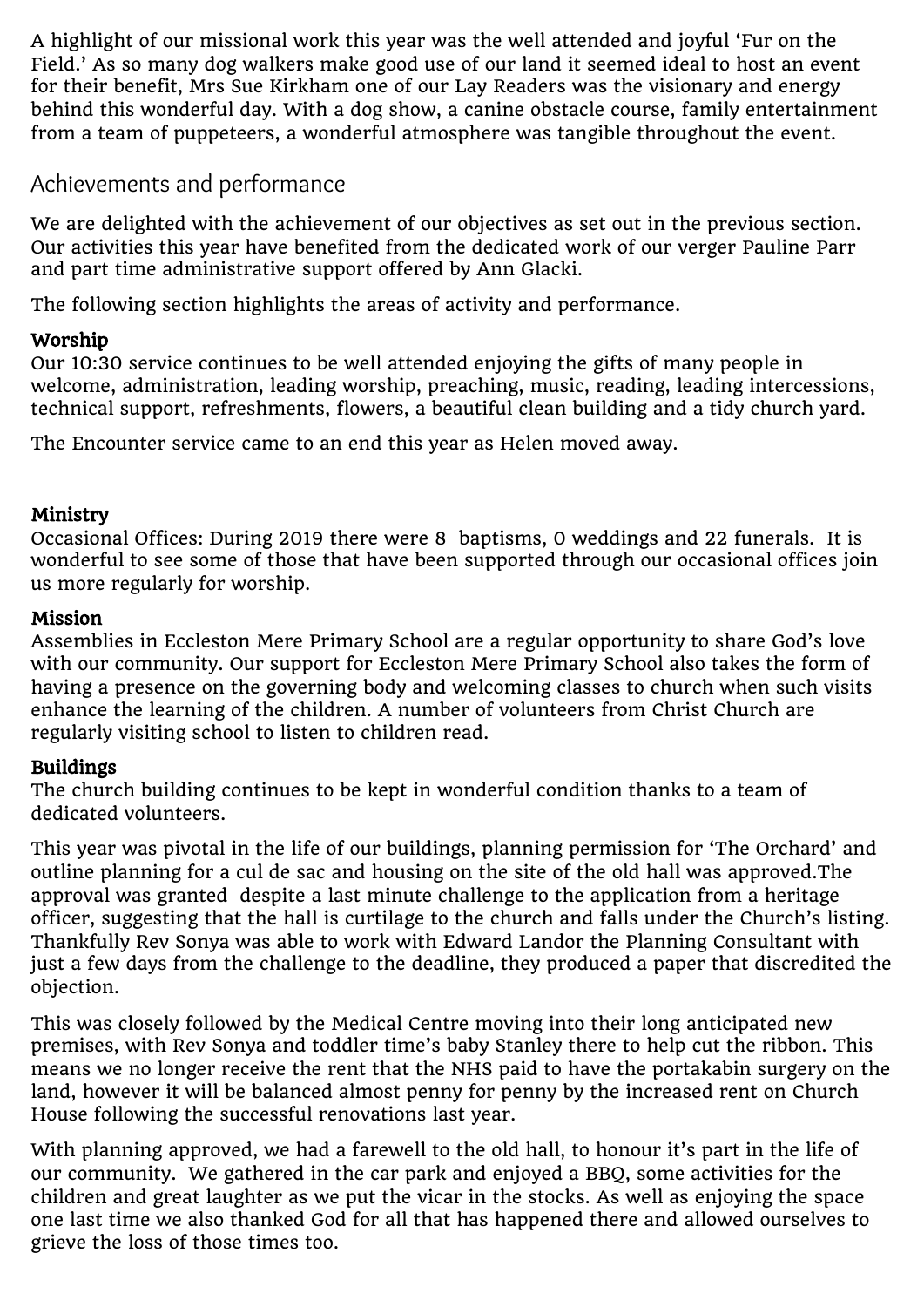A highlight of our missional work this year was the well attended and joyful 'Fur on the Field.' As so many dog walkers make good use of our land it seemed ideal to host an event for their benefit, Mrs Sue Kirkham one of our Lay Readers was the visionary and energy behind this wonderful day. With a dog show, a canine obstacle course, family entertainment from a team of puppeteers, a wonderful atmosphere was tangible throughout the event.

## Achievements and performance

We are delighted with the achievement of our objectives as set out in the previous section. Our activities this year have benefited from the dedicated work of our verger Pauline Parr and part time administrative support offered by Ann Glacki.

The following section highlights the areas of activity and performance.

**Worship**
Our 10:30 service continues to be well attended enjoying the gifts of many people in welcome, administration, leading worship, preaching, music, reading, leading intercessions, technical support, refreshments, flowers, a beautiful clean building and a tidy church yard.

The Encounter service came to an end this year as Helen moved away.

**Ministry**
Occasional Offices: During 2019 there were 8 baptisms, 0 weddings and 22 funerals. It is wonderful to see some of those that have been supported through our occasional offices join us more regularly for worship.

**Mission**
Assemblies in Eccleston Mere Primary School are a regular opportunity to share God's love with our community. Our support for Eccleston Mere Primary School also takes the form of having a presence on the governing body and welcoming classes to church when such visits enhance the learning of the children. A number of volunteers from Christ Church are regularly visiting school to listen to children read.

**Buildings**
The church building continues to be kept in wonderful condition thanks to a team of dedicated volunteers.

This year was pivotal in the life of our buildings, planning permission for 'The Orchard' and outline planning for a cul de sac and housing on the site of the old hall was approved.The approval was granted despite a last minute challenge to the application from a heritage officer, suggesting that the hall is curtilage to the church and falls under the Church's listing. Thankfully Rev Sonya was able to work with Edward Landor the Planning Consultant with just a few days from the challenge to the deadline, they produced a paper that discredited the objection.

This was closely followed by the Medical Centre moving into their long anticipated new premises, with Rev Sonya and toddler time's baby Stanley there to help cut the ribbon. This means we no longer receive the rent that the NHS paid to have the portakabin surgery on the land, however it will be balanced almost penny for penny by the increased rent on Church House following the successful renovations last year.

With planning approved, we had a farewell to the old hall, to honour it's part in the life of our community. We gathered in the car park and enjoyed a BBQ, some activities for the children and great laughter as we put the vicar in the stocks. As well as enjoying the space one last time we also thanked God for all that has happened there and allowed ourselves to grieve the loss of those times too.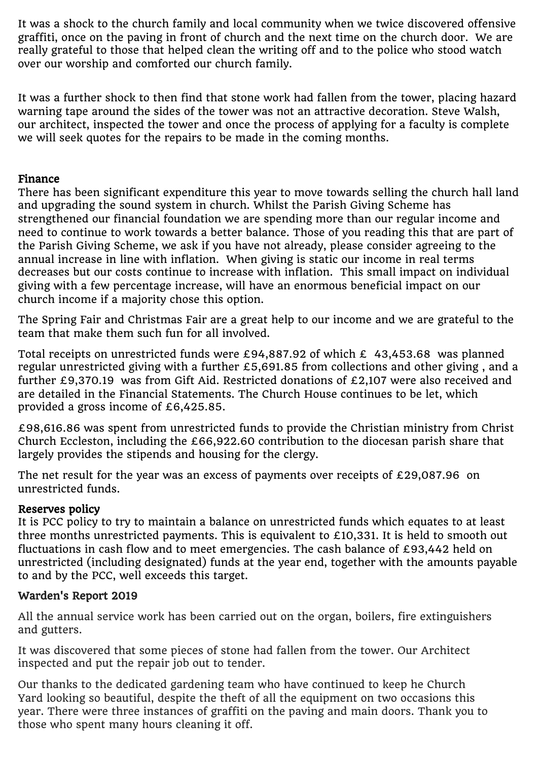It was a shock to the church family and local community when we twice discovered offensive graffiti, once on the paving in front of church and the next time on the church door.  We are really grateful to those that helped clean the writing off and to the police who stood watch over our worship and comforted our church family.

It was a further shock to then find that stone work had fallen from the tower, placing hazard warning tape around the sides of the tower was not an attractive decoration. Steve Walsh, our architect, inspected the tower and once the process of applying for a faculty is complete we will seek quotes for the repairs to be made in the coming months.

## Finance

There has been significant expenditure this year to move towards selling the church hall land and upgrading the sound system in church. Whilst the Parish Giving Scheme has strengthened our financial foundation we are spending more than our regular income and need to continue to work towards a better balance. Those of you reading this that are part of the Parish Giving Scheme, we ask if you have not already, please consider agreeing to the annual increase in line with inflation.  When giving is static our income in real terms decreases but our costs continue to increase with inflation.  This small impact on individual giving with a few percentage increase, will have an enormous beneficial impact on our church income if a majority chose this option.

The Spring Fair and Christmas Fair are a great help to our income and we are grateful to the team that make them such fun for all involved.

Total receipts on unrestricted funds were £94,887.92 of which £  43,453.68  was planned regular unrestricted giving with a further £5,691.85 from collections and other giving , and a further £9,370.19  was from Gift Aid. Restricted donations of £2,107 were also received and are detailed in the Financial Statements. The Church House continues to be let, which provided a gross income of £6,425.85.

£98,616.86 was spent from unrestricted funds to provide the Christian ministry from Christ Church Eccleston, including the £66,922.60 contribution to the diocesan parish share that largely provides the stipends and housing for the clergy.

The net result for the year was an excess of payments over receipts of £29,087.96  on unrestricted funds.

## Reserves policy

It is PCC policy to try to maintain a balance on unrestricted funds which equates to at least three months unrestricted payments. This is equivalent to £10,331. It is held to smooth out fluctuations in cash flow and to meet emergencies. The cash balance of £93,442 held on unrestricted (including designated) funds at the year end, together with the amounts payable to and by the PCC, well exceeds this target.

## Warden's Report 2019

All the annual service work has been carried out on the organ, boilers, fire extinguishers and gutters.

It was discovered that some pieces of stone had fallen from the tower. Our Architect inspected and put the repair job out to tender.

Our thanks to the dedicated gardening team who have continued to keep he Church Yard looking so beautiful, despite the theft of all the equipment on two occasions this year. There were three instances of graffiti on the paving and main doors. Thank you to those who spent many hours cleaning it off.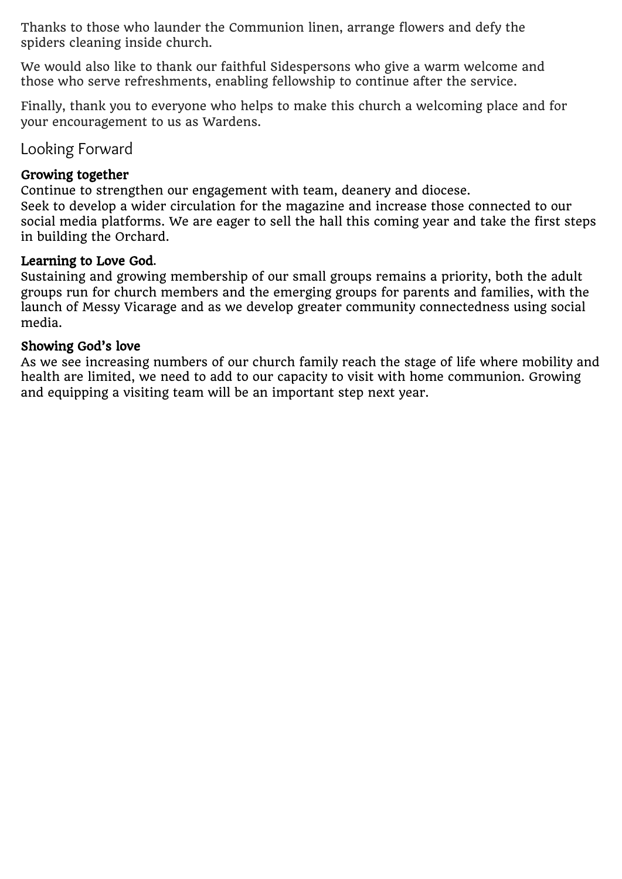Thanks to those who launder the Communion linen, arrange flowers and defy the spiders cleaning inside church.

We would also like to thank our faithful Sidespersons who give a warm welcome and those who serve refreshments, enabling fellowship to continue after the service.

Finally, thank you to everyone who helps to make this church a welcoming place and for your encouragement to us as Wardens.

## Looking Forward

**Growing together**
Continue to strengthen our engagement with team, deanery and diocese.
Seek to develop a wider circulation for the magazine and increase those connected to our social media platforms. We are eager to sell the hall this coming year and take the first steps in building the Orchard.

**Learning to Love God**.
Sustaining and growing membership of our small groups remains a priority, both the adult groups run for church members and the emerging groups for parents and families, with the launch of Messy Vicarage and as we develop greater community connectedness using social media.

**Showing God's love**
As we see increasing numbers of our church family reach the stage of life where mobility and health are limited, we need to add to our capacity to visit with home communion. Growing and equipping a visiting team will be an important step next year.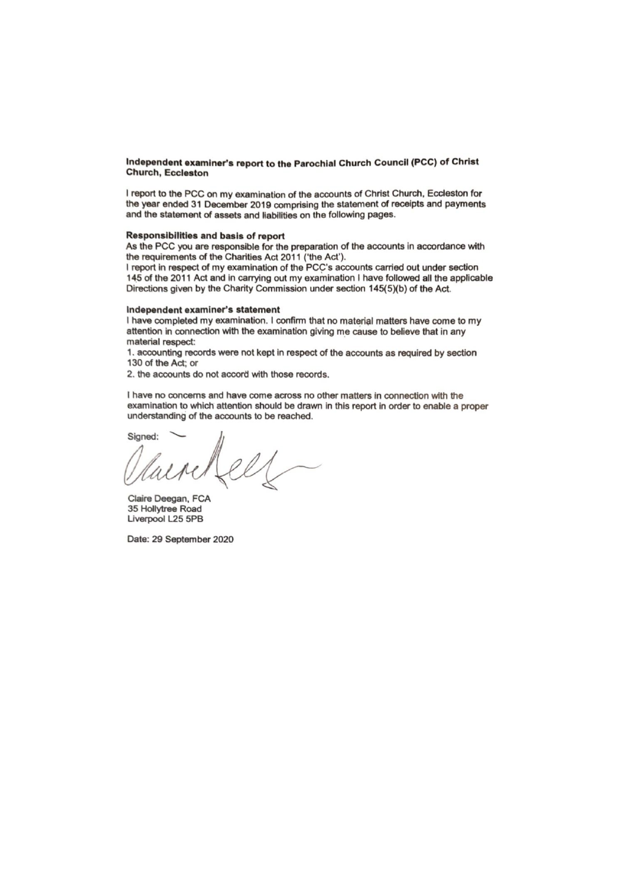## Independent examiner's report to the Parochial Church Council (PCC) of Christ Church, Eccleston

I report to the PCC on my examination of the accounts of Christ Church, Eccleston for the year ended 31 December 2019 comprising the statement of receipts and payments and the statement of assets and liabilities on the following pages.

### Responsibilities and basis of report

As the PCC you are responsible for the preparation of the accounts in accordance with the requirements of the Charities Act 2011 ('the Act').

I report in respect of my examination of the PCC's accounts carried out under section 145 of the 2011 Act and in carrying out my examination I have followed all the applicable Directions given by the Charity Commission under section 145(5)(b) of the Act.

### Independent examiner's statement

I have completed my examination. I confirm that no material matters have come to my attention in connection with the examination giving me cause to believe that in any material respect:

1. accounting records were not kept in respect of the accounts as required by section 130 of the Act; or
2. the accounts do not accord with those records.

I have no concerns and have come across no other matters in connection with the examination to which attention should be drawn in this report in order to enable a proper understanding of the accounts to be reached.

Signed:

Claire Deegan, FCA
35 Hollytree Road
Liverpool L25 5PB

Date: 29 September 2020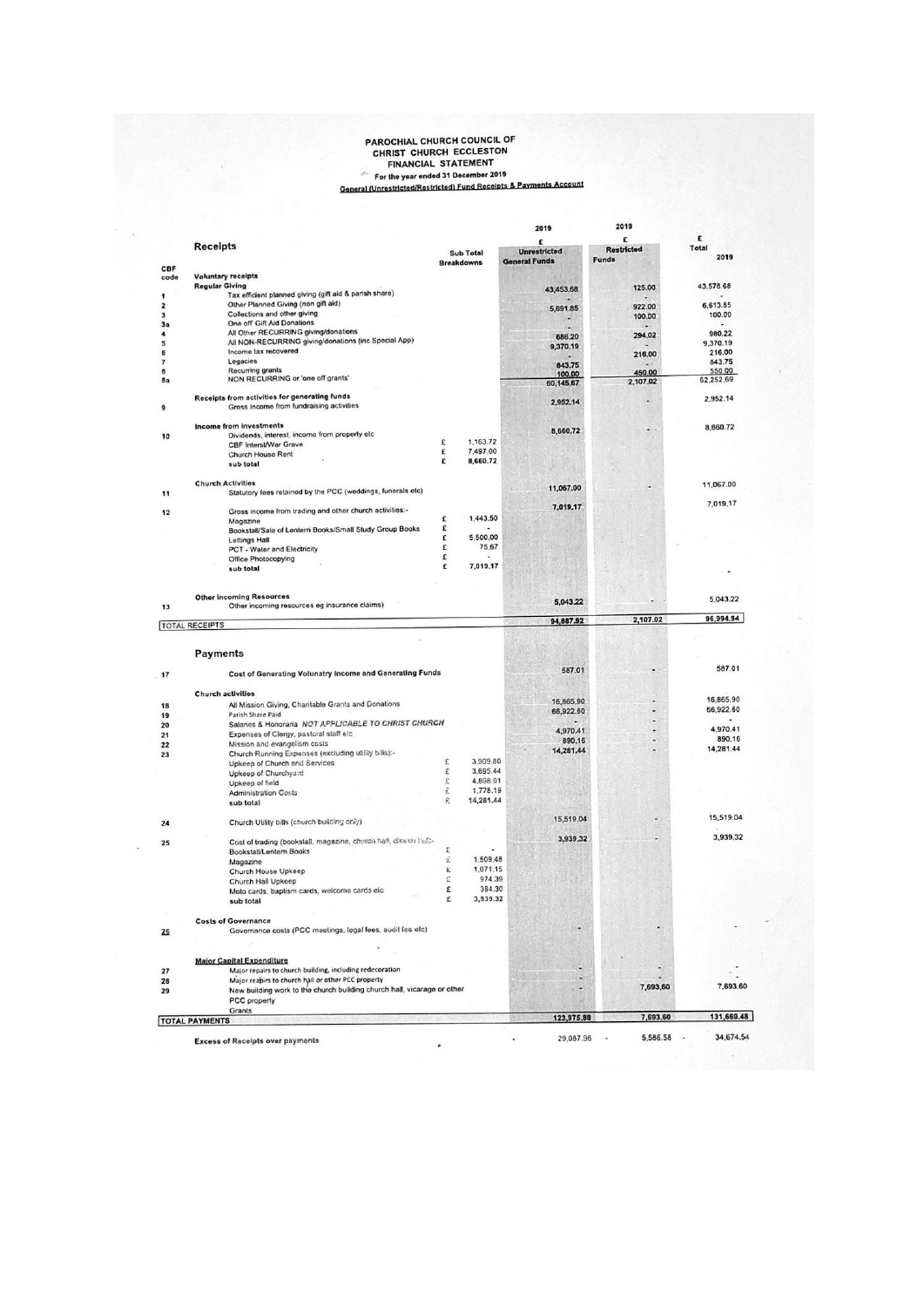# PAROCHIAL CHURCH COUNCIL OF CHRIST CHURCH ECCLESTON

## FINANCIAL STATEMENT

For the year ended 31 December 2019

**General (Unrestricted/Restricted) Fund Receipts & Payments Account**

| CBF code | Receipts | | Sub Total Breakdowns | 2019 £ Unrestricted General Funds | 2019 £ Restricted Funds | £ Total 2019 |
|---|---|---|---|---|---|---|
| | **Voluntary receipts** | | | | | |
| | **Regular Giving** | | | | | |
| 1 | Tax efficient planned giving (gift aid & parish share) | | | 43,453.68 | 125.00 | 43,578.68 |
| 2 | Other Planned Giving (non gift aid) | | | - | - | - |
| 3 | Collections and other giving | | | 5,691.85 | 922.00 | 6,613.85 |
| 3a | One off Gift Aid Donations | | | - | 100.00 | 100.00 |
| 4 | All Other RECURRING giving/donations | | | - | - | - |
| 5 | All NON-RECURRING giving/donations (inc Special App) | | | 686.20 | 294.02 | 980.22 |
| 6 | Income tax recovered | | | 9,370.19 | - | 9,370.19 |
| 7 | Legacies | | | - | 216.00 | 216.00 |
| 8 | Recurring grants | | | 843.75 | - | 843.75 |
| 8a | NON RECURRING or 'one off grants' | | | 100.00 | 450.00 | 550.00 |
| | | | | 60,145.67 | 2,107.02 | 62,252.69 |
| | **Receipts from activities for generating funds** | | | | | |
| 9 | Gross income from fundraising activities | | | 2,952.14 | - | 2,952.14 |
| | **Income from investments** | | | | | |
| 10 | Dividends, interest, income from property etc | | | 8,660.72 | - | 8,660.72 |
| | CBF Interst/War Grave | £ | 1,163.72 | | | |
| | Church House Rent | £ | 7,497.00 | | | |
| | sub total | £ | 8,660.72 | | | |
| | **Church Activities** | | | | | |
| 11 | Statutory fees retained by the PCC (weddings, funerals etc) | | | 11,067.00 | - | 11,067.00 |
| 12 | Gross income from trading and other church activities:- | | | 7,019.17 | | 7,019.17 |
| | Magazine | £ | 1,443.50 | | | |
| | Bookstall/Sale of Lentern Books/Small Study Group Books | £ | - | | | |
| | Lettings Hall | £ | 5,500.00 | | | |
| | PCT - Water and Electricity | £ | 75.67 | | | |
| | Office Photocopying | £ | - | | | |
| | sub total | £ | 7,019.17 | | | - |
| | **Other Incoming Resources** | | | | | |
| 13 | Other incoming resources eg insurance claims) | | | 5,043.22 | - | 5,043.22 |
| | **TOTAL RECEIPTS** | | | 94,887.92 | 2,107.02 | 96,994.94 |

| CBF code | Payments | | Sub Total Breakdowns | 2019 £ Unrestricted General Funds | 2019 £ Restricted Funds | £ Total 2019 |
|---|---|---|---|---|---|---|
| 17 | Cost of Generating Volunatry Income and Generating Funds | | | 587.01 | - | 587.01 |
| | **Church activities** | | | | | |
| 18 | All Mission Giving, Charitable Grants and Donations | | | 16,865.90 | - | 16,865.90 |
| 19 | Parish Share Paid | | | 66,922.60 | - | 66,922.60 |
| 20 | Salaries & Honoraria *NOT APPLICABLE TO CHRIST CHURCH* | | | - | - | - |
| 21 | Expenses of Clergy, pastoral staff etc | | | 4,970.41 | - | 4,970.41 |
| 22 | Mission and evangelism costs | | | 890.16 | - | 890.16 |
| 23 | Church Running Expenses (excluding utility bills):- | | | 14,281.44 | - | 14,281.44 |
| | Upkeep of Church and Services | £ | 3,909.80 | | | |
| | Upkeep of Churchyard | £ | 3,695.44 | | | |
| | Upkeep of field | £ | 4,898.01 | | | |
| | Administration Costs | £ | 1,778.19 | | | |
| | sub total | £ | 14,281.44 | | | |
| 24 | Church Utility bills (church building only) | | | 15,519.04 | - | 15,519.04 |
| 25 | Cost of trading (bookstall, magazine, church hall, church hall:- | | | 3,939.32 | - | 3,939.32 |
| | Bookstall/Lentern Books | £ | - | | | |
| | Magazine | £ | 1,509.48 | | | |
| | Church House Upkeep | £ | 1,071.15 | | | |
| | Church Hall Upkeep | £ | 974.39 | | | |
| | Moto cards, baptism cards, welcome cards etc | £ | 384.30 | | | |
| | sub total | £ | 3,939.32 | | | |
| | **Costs of Governance** | | | | | |
| 26 | Governance costs (PCC meetings, legal fees, audit fee etc) | | | - | - | - |
| | **Major Capital Expenditure** | | | | | |
| 27 | Major repairs to church building, including redecoration | | | - | - | - |
| 28 | Major reapirs to church hall or other PCC property | | | - | - | - |
| 29 | New building work to the church building church hall, vicarage or other PCC property | | | - | 7,693.60 | 7,693.60 |
| | Grants | | | | | |
| | **TOTAL PAYMENTS** | | | 123,975.88 | 7,693.60 | 131,669.48 |
| | Excess of Receipts over payments | | | - 29,087.96 | - 5,586.58 | - 34,674.54 |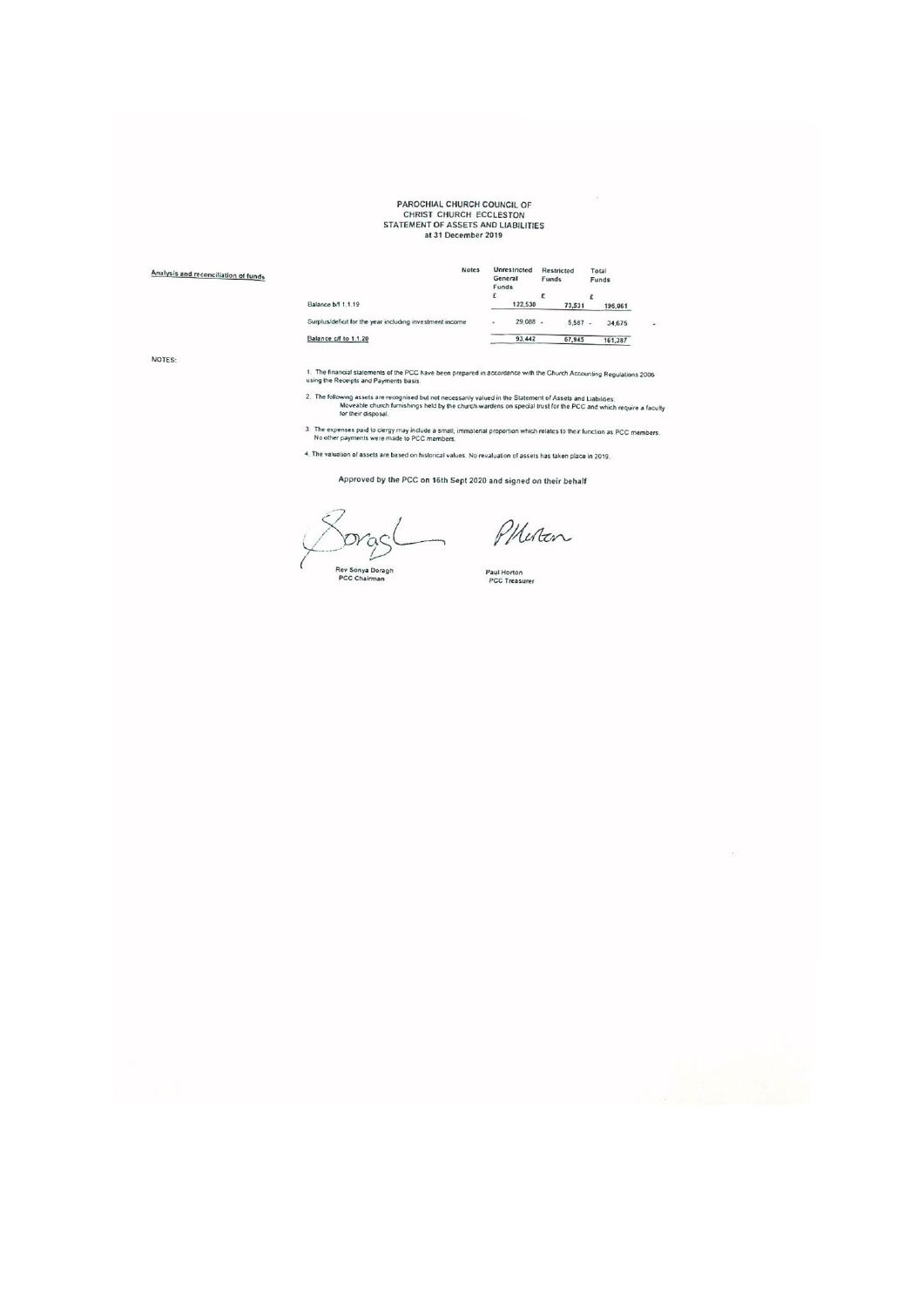# PAROCHIAL CHURCH COUNCIL OF CHRIST CHURCH ECCLESTON
## STATEMENT OF ASSETS AND LIABILITIES
### at 31 December 2019

**Analysis and reconciliation of funds**

| | Notes | Unrestricted General Funds £ | Restricted Funds £ | Total Funds £ |
|---|---|---|---|---|
| Balance b/f 1.1.19 | | 122,530 | 73,531 | 196,061 |
| Surplus/deficit for the year including investment income | | - 29,088 | - 5,587 | - 34,675 |
| Balance c/f to 1.1.20 | | 93,442 | 67,945 | 161,387 |

NOTES:

1. The financial statements of the PCC have been prepared in accordance with the Church Accounting Regulations 2006 using the Receipts and Payments basis.

2. The following assets are recognised but not necessarily valued in the Statement of Assets and Liabilities. Moveable church furnishings held by the church-wardens on special trust for the PCC and which require a faculty for their disposal.

3. The expenses paid to clergy may include a small, immaterial proportion which relates to their function as PCC members. No other payments were made to PCC members.

4. The valuation of assets are based on historical values. No revaluation of assets has taken place in 2019.

Approved by the PCC on 16th Sept 2020 and signed on their behalf

Rev Sonya Doragh
PCC Chairman

Paul Horton
PCC Treasurer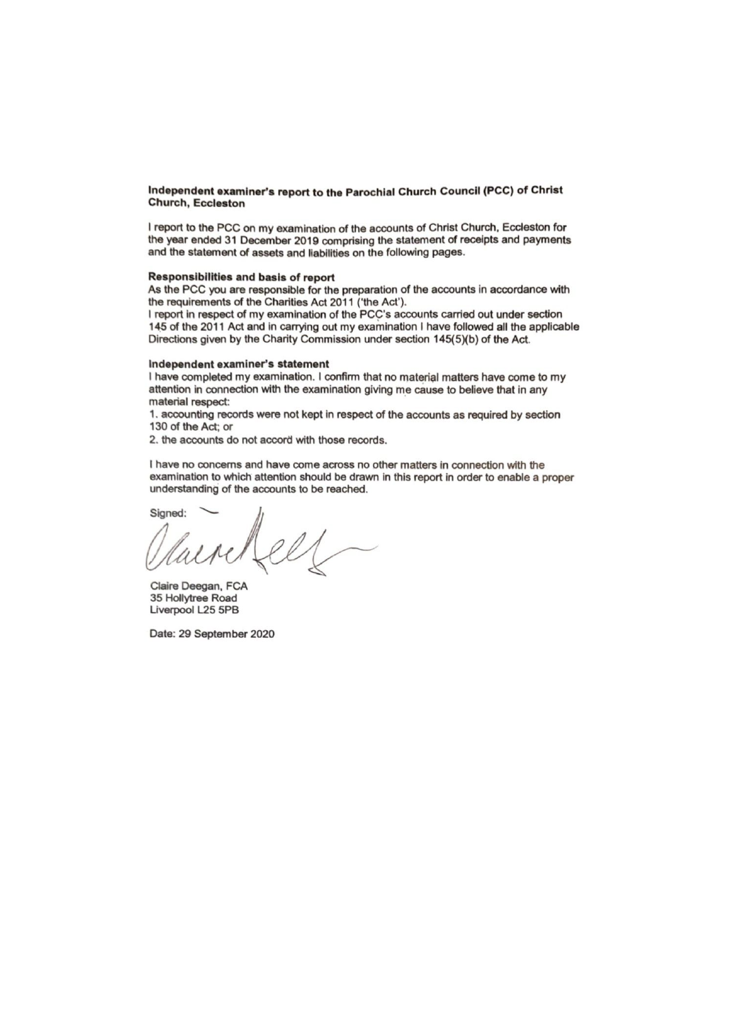## Independent examiner's report to the Parochial Church Council (PCC) of Christ Church, Eccleston

I report to the PCC on my examination of the accounts of Christ Church, Eccleston for the year ended 31 December 2019 comprising the statement of receipts and payments and the statement of assets and liabilities on the following pages.

### Responsibilities and basis of report

As the PCC you are responsible for the preparation of the accounts in accordance with the requirements of the Charities Act 2011 ('the Act').

I report in respect of my examination of the PCC's accounts carried out under section 145 of the 2011 Act and in carrying out my examination I have followed all the applicable Directions given by the Charity Commission under section 145(5)(b) of the Act.

### Independent examiner's statement

I have completed my examination. I confirm that no material matters have come to my attention in connection with the examination giving me cause to believe that in any material respect:

1. accounting records were not kept in respect of the accounts as required by section 130 of the Act; or
2. the accounts do not accord with those records.

I have no concerns and have come across no other matters in connection with the examination to which attention should be drawn in this report in order to enable a proper understanding of the accounts to be reached.

Signed:

Claire Deegan, FCA
35 Hollytree Road
Liverpool L25 5PB

Date: 29 September 2020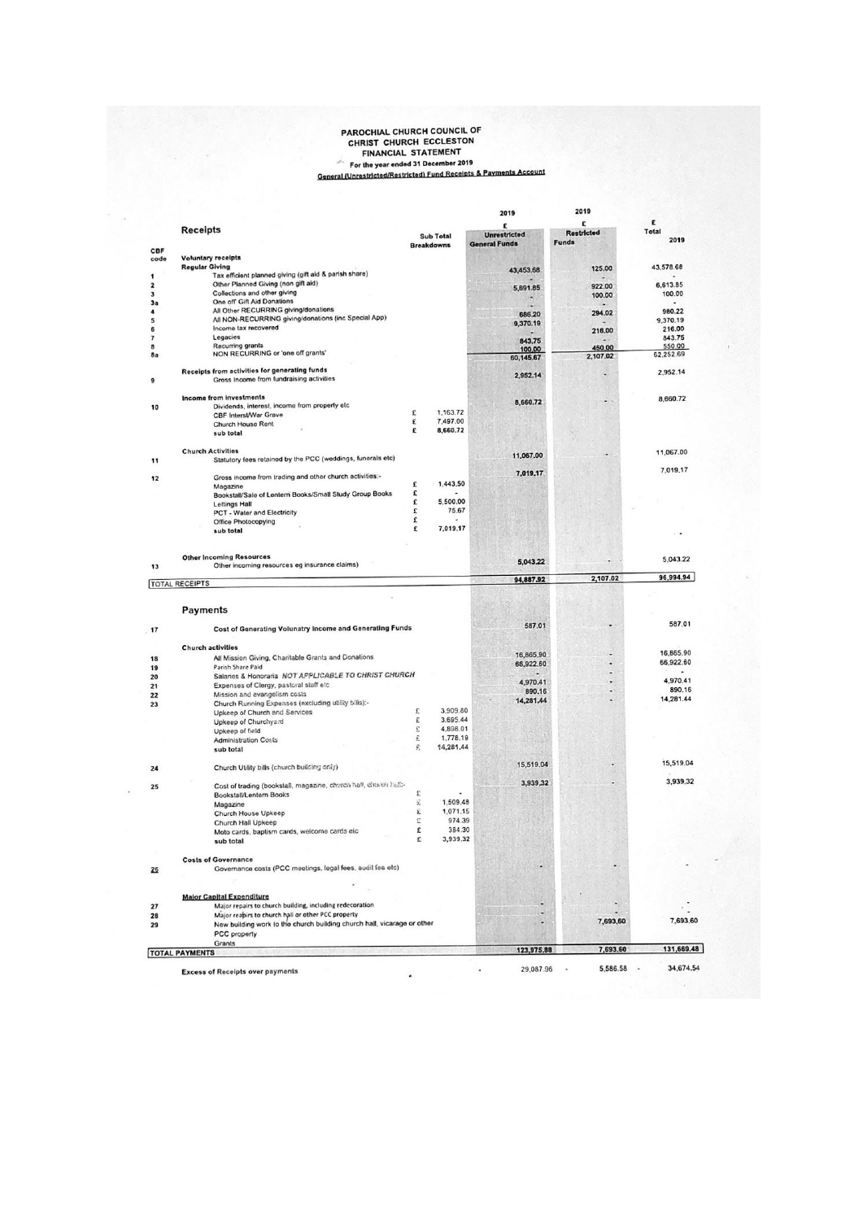# PAROCHIAL CHURCH COUNCIL OF CHRIST CHURCH ECCLESTON FINANCIAL STATEMENT

For the year ended 31 December 2019

General (Unrestricted/Restricted) Fund Receipts & Payments Account

| CBF code | Receipts | Sub Total Breakdowns | 2019 £ Unrestricted General Funds | 2019 £ Restricted Funds | £ Total 2019 |
|---|---|---|---|---|---|
| | **Voluntary receipts** | | | | |
| | **Regular Giving** | | | | |
| 1 | Tax efficient planned giving (gift aid & parish share) | | 43,453.68 | 125.00 | 43,578.68 |
| 2 | Other Planned Giving (non gift aid) | | - | - | - |
| 3 | Collections and other giving | | 5,691.85 | 922.00 | 6,613.85 |
| 3a | One off Gift Aid Donations | | - | 100.00 | 100.00 |
| 4 | All Other RECURRING giving/donations | | - | - | - |
| 5 | All NON-RECURRING giving/donations (inc Special App) | | 686.20 | 294.02 | 980.22 |
| 6 | Income tax recovered | | 9,370.19 | - | 9,370.19 |
| 7 | Legacies | | - | 216.00 | 216.00 |
| 8 | Recurring grants | | 843.75 | - | 843.75 |
| 8a | NON RECURRING or 'one off grants' | | 100.00 | 450.00 | 550.00 |
| | | | 60,145.67 | 2,107.02 | 62,252.69 |
| | **Receipts from activities for generating funds** | | | | |
| 9 | Gross income from fundraising activities | | 2,952.14 | - | 2,952.14 |
| | **Income from investments** | | | | |
| 10 | Dividends, interest, income from property etc | | 8,660.72 | - | 8,660.72 |
| | CBF Interst/War Grave | £ 1,163.72 | | | |
| | Church House Rent | £ 7,497.00 | | | |
| | sub total | £ 8,660.72 | | | |
| | **Church Activities** | | | | |
| 11 | Statutory fees retained by the PCC (weddings, funerals etc) | | 11,067.00 | - | 11,067.00 |
| 12 | Gross income from trading and other church activities:- | | 7,019.17 | | 7,019.17 |
| | Magazine | £ 1,443.50 | | | |
| | Bookstall/Sale of Lentern Books/Small Study Group Books | £ - | | | |
| | Lettings Hall | £ 5,500.00 | | | |
| | PCT - Water and Electricity | £ 75.67 | | | |
| | Office Photocopying | £ - | | | |
| | sub total | £ 7,019.17 | | | - |
| | **Other Incoming Resources** | | | | |
| 13 | Other incoming resources eg insurance claims) | | 5,043.22 | - | 5,043.22 |
| | **TOTAL RECEIPTS** | | 94,887.92 | 2,107.02 | 96,994.94 |

| CBF code | Payments | Sub Total Breakdowns | Unrestricted General Funds | Restricted Funds | Total 2019 |
|---|---|---|---|---|---|
| 17 | Cost of Generating Volunatry Income and Generating Funds | | 587.01 | - | 587.01 |
| | **Church activities** | | | | |
| 18 | All Mission Giving, Charitable Grants and Donations | | 16,865.90 | - | 16,865.90 |
| 19 | Parish Share Paid | | 66,922.60 | - | 66,922.60 |
| 20 | Salaries & Honoraria *NOT APPLICABLE TO CHRIST CHURCH* | | - | - | - |
| 21 | Expenses of Clergy, pastoral staff etc | | 4,970.41 | - | 4,970.41 |
| 22 | Mission and evangelism costs | | 890.16 | - | 890.16 |
| 23 | Church Running Expenses (excluding utility bills):- | | 14,281.44 | - | 14,281.44 |
| | Upkeep of Church and Services | £ 3,909.80 | | | |
| | Upkeep of Churchyard | £ 3,695.44 | | | |
| | Upkeep of field | £ 4,898.01 | | | |
| | Administration Costs | £ 1,778.19 | | | |
| | sub total | £ 14,281.44 | | | |
| 24 | Church Utility bills (church building only) | | 15,519.04 | - | 15,519.04 |
| 25 | Cost of trading (bookstall, magazine, church hall, church hall:- | | 3,939.32 | - | 3,939.32 |
| | Bookstall/Lentern Books | £ - | | | |
| | Magazine | £ 1,509.48 | | | |
| | Church House Upkeep | £ 1,071.15 | | | |
| | Church Hall Upkeep | £ 974.39 | | | |
| | Moto cards, baptism cards, welcome cards etc | £ 384.30 | | | |
| | sub total | £ 3,939.32 | | | |
| | **Costs of Governance** | | | | |
| 26 | Governance costs (PCC meetings, legal fees, audit fee etc) | | - | - | - |
| | **Major Capital Expenditure** | | | | |
| 27 | Major repairs to church building, including redecoration | | - | - | - |
| 28 | Major reapirs to church hall or other PCC property | | - | - | - |
| 29 | New building work to the church building church hall, vicarage or other PCC property | | - | 7,693.60 | 7,693.60 |
| | Grants | | | | |
| | **TOTAL PAYMENTS** | | 123,975.88 | 7,693.60 | 131,669.48 |
| | Excess of Receipts over payments | | - 29,087.96 | - 5,586.58 | - 34,674.54 |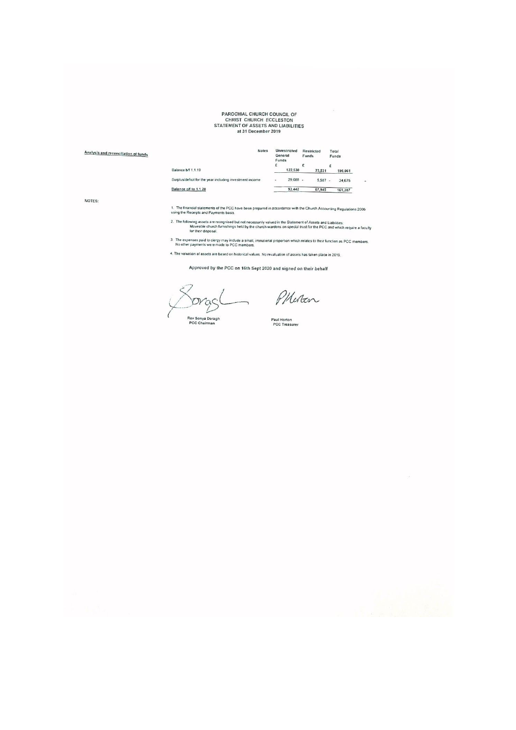# PAROCHIAL CHURCH COUNCIL OF CHRIST CHURCH ECCLESTON
## STATEMENT OF ASSETS AND LIABILITIES
### at 31 December 2019

**Analysis and reconciliation of funds**

| | Notes | Unrestricted General Funds £ | Restricted Funds £ | Total Funds £ |
|---|---|---|---|---|
| Balance b/f 1.1.19 | | 122,530 | 73,531 | 196,061 |
| Surplus/deficit for the year including investment income | | - 29,088 | - 5,587 | - 34,675 |
| Balance c/f to 1.1.20 | | 93,442 | 67,945 | 161,387 |

NOTES:

1. The financial statements of the PCC have been prepared in accordance with the Church Accounting Regulations 2006 using the Receipts and Payments basis.

2. The following assets are recognised but not necessarily valued in the Statement of Assets and Liabilities:
   Moveable church furnishings held by the church-wardens on special trust for the PCC and which require a faculty for their disposal.

3. The expenses paid to clergy may include a small, immaterial proportion which relates to their function as PCC members. No other payments were made to PCC members.

4. The valuation of assets are based on historical values. No revaluation of assets has taken place in 2019.

Approved by the PCC on 16th Sept 2020 and signed on their behalf

Rev Sonya Doragh
PCC Chairman

Paul Horton
PCC Treasurer